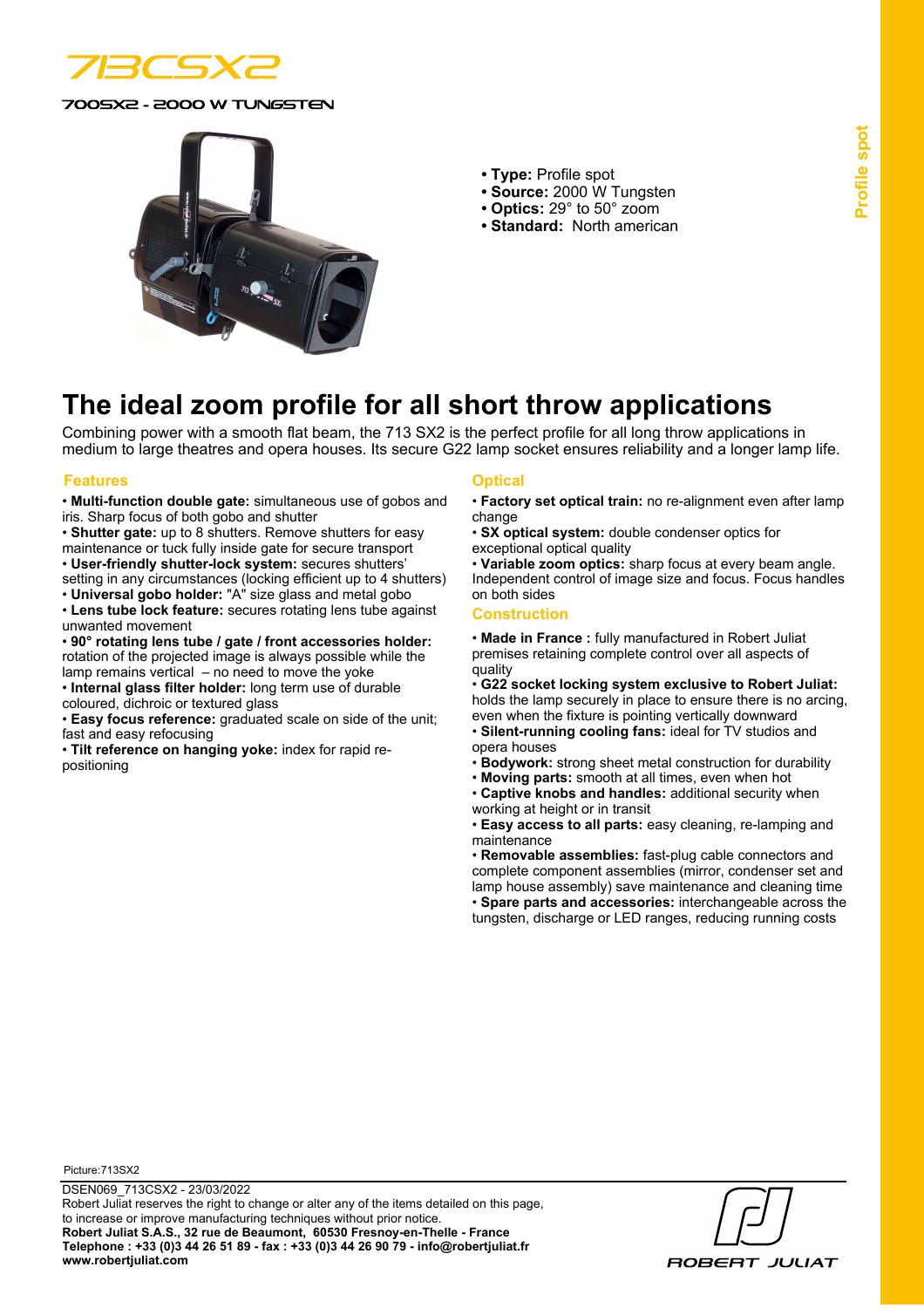# 713CSX2

### 700SX2 - 2000 W TUNGSTEN

- **Type:** Profile spot
- **Source:** 2000 W Tungsten
- **Optics:** 29° to 50° zoom
- **Standard:** North american

Profile spot

## The ideal zoom profile for all short throw applications

Combining power with a smooth flat beam, the 713 SX2 is the perfect profile for all long throw applications in medium to large theatres and opera houses. Its secure G22 lamp socket ensures reliability and a longer lamp life.

### Features

- **Multi-function double gate:** simultaneous use of gobos and iris. Sharp focus of both gobo and shutter
- **Shutter gate:** up to 8 shutters. Remove shutters for easy maintenance or tuck fully inside gate for secure transport
- **User-friendly shutter-lock system:** secures shutters' setting in any circumstances (locking efficient up to 4 shutters)
- **Universal gobo holder:** "A" size glass and metal gobo
- **Lens tube lock feature:** secures rotating lens tube against unwanted movement
- **90° rotating lens tube / gate / front accessories holder:** rotation of the projected image is always possible while the lamp remains vertical – no need to move the yoke
- **Internal glass filter holder:** long term use of durable coloured, dichroic or textured glass
- **Easy focus reference:** graduated scale on side of the unit; fast and easy refocusing
- **Tilt reference on hanging yoke:** index for rapid re-positioning

### Optical

- **Factory set optical train:** no re-alignment even after lamp change
- **SX optical system:** double condenser optics for exceptional optical quality
- **Variable zoom optics:** sharp focus at every beam angle. Independent control of image size and focus. Focus handles on both sides

### Construction

- **Made in France :** fully manufactured in Robert Juliat premises retaining complete control over all aspects of quality
- **G22 socket locking system exclusive to Robert Juliat:** holds the lamp securely in place to ensure there is no arcing, even when the fixture is pointing vertically downward
- **Silent-running cooling fans:** ideal for TV studios and opera houses
- **Bodywork:** strong sheet metal construction for durability
- **Moving parts:** smooth at all times, even when hot
- **Captive knobs and handles:** additional security when working at height or in transit
- **Easy access to all parts:** easy cleaning, re-lamping and maintenance
- **Removable assemblies:** fast-plug cable connectors and complete component assemblies (mirror, condenser set and lamp house assembly) save maintenance and cleaning time
- **Spare parts and accessories:** interchangeable across the tungsten, discharge or LED ranges, reducing running costs

Picture:713SX2

DSEN069_713CSX2 - 23/03/2022
Robert Juliat reserves the right to change or alter any of the items detailed on this page, to increase or improve manufacturing techniques without prior notice.
**Robert Juliat S.A.S., 32 rue de Beaumont, 60530 Fresnoy-en-Thelle - France**
**Telephone : +33 (0)3 44 26 51 89 - fax : +33 (0)3 44 26 90 79 - info@robertjuliat.fr**
**www.robertjuliat.com**

ROBERT JULIAT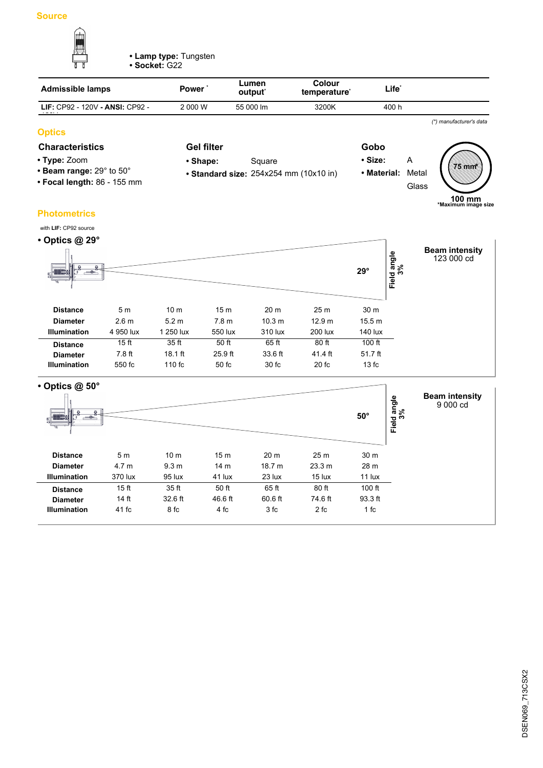## Source

- **Lamp type:** Tungsten
- **Socket:** G22

| Admissible lamps | Power * | Lumen output* | Colour temperature* | Life* |
|---|---|---|---|---|
| **LIF:** CP92 - 120V - **ANSI:** CP92 - 120V | 2 000 W | 55 000 lm | 3200K | 400 h |

*(\*) manufacturer's data*

## Optics

### Characteristics

- **Type:** Zoom
- **Beam range:** 29° to 50°
- **Focal length:** 86 - 155 mm

### Gel filter

- **Shape:** Square
- **Standard size:** 254x254 mm (10x10 in)

### Gobo

- **Size:** A
- **Material:** Metal, Glass

75 mm*

100 mm

*Maximum image size

## Photometrics

with **LIF:** CP92 source

### • Optics @ 29°

29° — Field angle 3%

**Beam intensity** 123 000 cd

| **Distance** | 5 m | 10 m | 15 m | 20 m | 25 m | 30 m |
|---|---|---|---|---|---|---|
| **Diameter** | 2.6 m | 5.2 m | 7.8 m | 10.3 m | 12.9 m | 15.5 m |
| **Illumination** | 4 950 lux | 1 250 lux | 550 lux | 310 lux | 200 lux | 140 lux |

| **Distance** | 15 ft | 35 ft | 50 ft | 65 ft | 80 ft | 100 ft |
|---|---|---|---|---|---|---|
| **Diameter** | 7.8 ft | 18.1 ft | 25.9 ft | 33.6 ft | 41.4 ft | 51.7 ft |
| **Illumination** | 550 fc | 110 fc | 50 fc | 30 fc | 20 fc | 13 fc |

### • Optics @ 50°

50° — Field angle 3%

**Beam intensity** 9 000 cd

| **Distance** | 5 m | 10 m | 15 m | 20 m | 25 m | 30 m |
|---|---|---|---|---|---|---|
| **Diameter** | 4.7 m | 9.3 m | 14 m | 18.7 m | 23.3 m | 28 m |
| **Illumination** | 370 lux | 95 lux | 41 lux | 23 lux | 15 lux | 11 lux |

| **Distance** | 15 ft | 35 ft | 50 ft | 65 ft | 80 ft | 100 ft |
|---|---|---|---|---|---|---|
| **Diameter** | 14 ft | 32.6 ft | 46.6 ft | 60.6 ft | 74.6 ft | 93.3 ft |
| **Illumination** | 41 fc | 8 fc | 4 fc | 3 fc | 2 fc | 1 fc |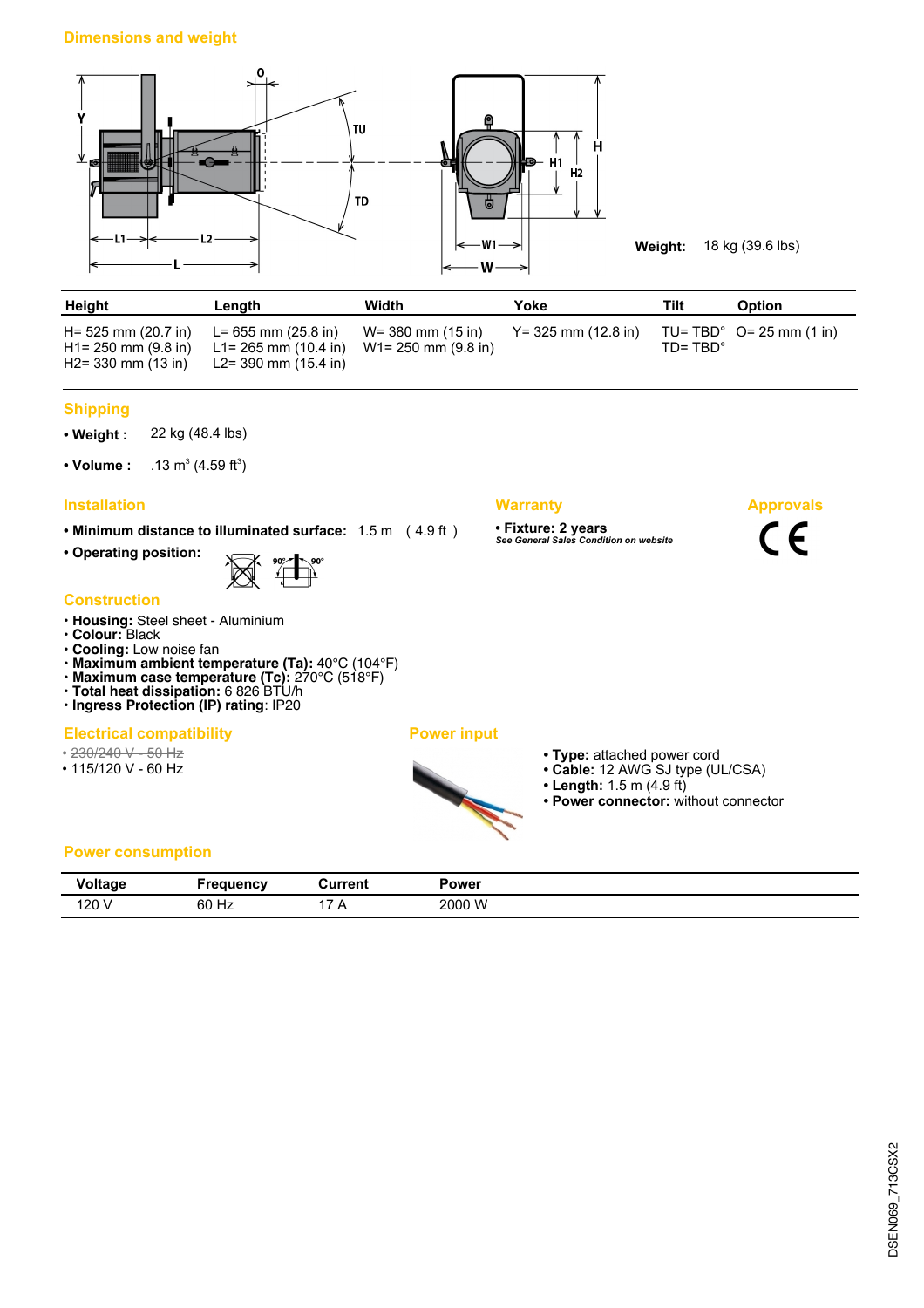## Dimensions and weight

**Weight:** 18 kg (39.6 lbs)

| Height | Length | Width | Yoke | Tilt | Option |
|---|---|---|---|---|---|
| H= 525 mm (20.7 in)<br>H1= 250 mm (9.8 in)<br>H2= 330 mm (13 in) | L= 655 mm (25.8 in)<br>L1= 265 mm (10.4 in)<br>L2= 390 mm (15.4 in) | W= 380 mm (15 in)<br>W1= 250 mm (9.8 in) | Y= 325 mm (12.8 in) | TU= TBD°<br>TD= TBD° | O= 25 mm (1 in) |

## Shipping

- **Weight :** 22 kg (48.4 lbs)
- **Volume :** .13 m³ (4.59 ft³)

## Installation

- **Minimum distance to illuminated surface:** 1.5 m ( 4.9 ft )
- **Operating position:**

## Warranty

- **Fixture: 2 years**
  *See General Sales Condition on website*

## Approvals

CE

## Construction

- **Housing:** Steel sheet - Aluminium
- **Colour:** Black
- **Cooling:** Low noise fan
- **Maximum ambient temperature (Ta):** 40°C (104°F)
- **Maximum case temperature (Tc):** 270°C (518°F)
- **Total heat dissipation:** 6 826 BTU/h
- **Ingress Protection (IP) rating**: IP20

## Electrical compatibility

- ~~230/240 V - 50 Hz~~
- 115/120 V - 60 Hz

## Power input

- **Type:** attached power cord
- **Cable:** 12 AWG SJ type (UL/CSA)
- **Length:** 1.5 m (4.9 ft)
- **Power connector:** without connector

## Power consumption

| Voltage | Frequency | Current | Power |
|---|---|---|---|
| 120 V | 60 Hz | 17 A | 2000 W |

DSEN069_713CSX2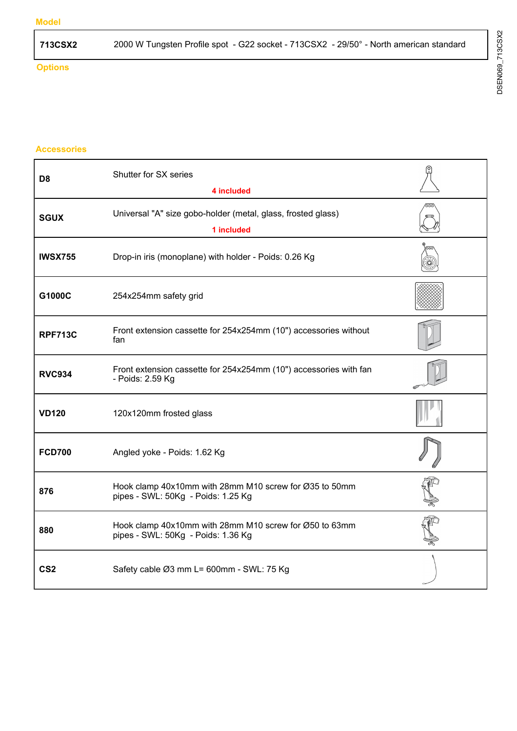## Model

| | |
|---|---|
| **713CSX2** | 2000 W Tungsten Profile spot - G22 socket - 713CSX2 - 29/50° - North american standard |

## Options

## Accessories

| | |
|---|---|
| **D8** | Shutter for SX series<br>**4 included** |
| **SGUX** | Universal "A" size gobo-holder (metal, glass, frosted glass)<br>**1 included** |
| **IWSX755** | Drop-in iris (monoplane) with holder - Poids: 0.26 Kg |
| **G1000C** | 254x254mm safety grid |
| **RPF713C** | Front extension cassette for 254x254mm (10") accessories without fan |
| **RVC934** | Front extension cassette for 254x254mm (10") accessories with fan - Poids: 2.59 Kg |
| **VD120** | 120x120mm frosted glass |
| **FCD700** | Angled yoke - Poids: 1.62 Kg |
| **876** | Hook clamp 40x10mm with 28mm M10 screw for Ø35 to 50mm pipes - SWL: 50Kg - Poids: 1.25 Kg |
| **880** | Hook clamp 40x10mm with 28mm M10 screw for Ø50 to 63mm pipes - SWL: 50Kg - Poids: 1.36 Kg |
| **CS2** | Safety cable Ø3 mm L= 600mm - SWL: 75 Kg |